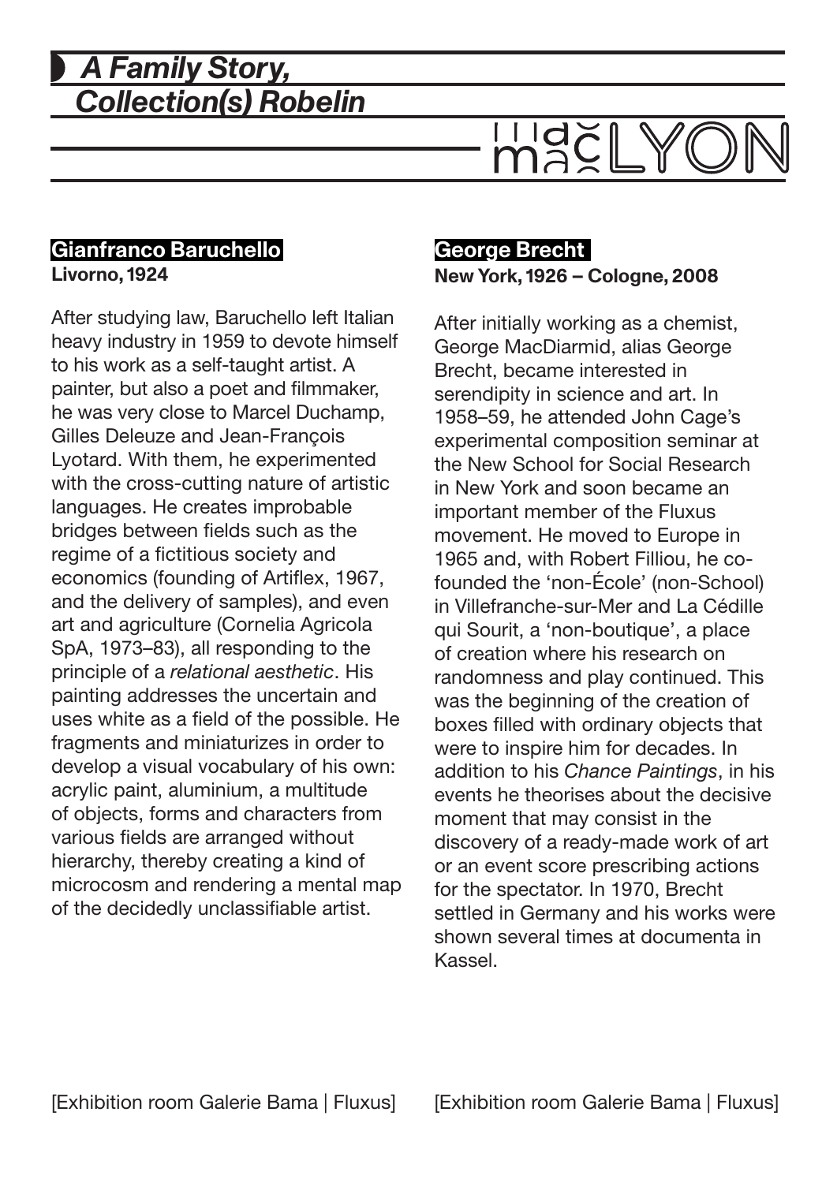# A Family Story, Collection(s) Robelin

macLYON

## Gianfranco Baruchello

**Livorno, 1924**

After studying law, Baruchello left Italian heavy industry in 1959 to devote himself to his work as a self-taught artist. A painter, but also a poet and filmmaker, he was very close to Marcel Duchamp, Gilles Deleuze and Jean-François Lyotard. With them, he experimented with the cross-cutting nature of artistic languages. He creates improbable bridges between fields such as the regime of a fictitious society and economics (founding of Artiflex, 1967, and the delivery of samples), and even art and agriculture (Cornelia Agricola SpA, 1973–83), all responding to the principle of a *relational aesthetic*. His painting addresses the uncertain and uses white as a field of the possible. He fragments and miniaturizes in order to develop a visual vocabulary of his own: acrylic paint, aluminium, a multitude of objects, forms and characters from various fields are arranged without hierarchy, thereby creating a kind of microcosm and rendering a mental map of the decidedly unclassifiable artist.

[Exhibition room Galerie Bama | Fluxus]

## George Brecht

**New York, 1926 – Cologne, 2008**

After initially working as a chemist, George MacDiarmid, alias George Brecht, became interested in serendipity in science and art. In 1958–59, he attended John Cage's experimental composition seminar at the New School for Social Research in New York and soon became an important member of the Fluxus movement. He moved to Europe in 1965 and, with Robert Filliou, he co-founded the 'non-École' (non-School) in Villefranche-sur-Mer and La Cédille qui Sourit, a 'non-boutique', a place of creation where his research on randomness and play continued. This was the beginning of the creation of boxes filled with ordinary objects that were to inspire him for decades. In addition to his *Chance Paintings*, in his events he theorises about the decisive moment that may consist in the discovery of a ready-made work of art or an event score prescribing actions for the spectator. In 1970, Brecht settled in Germany and his works were shown several times at documenta in Kassel.

[Exhibition room Galerie Bama | Fluxus]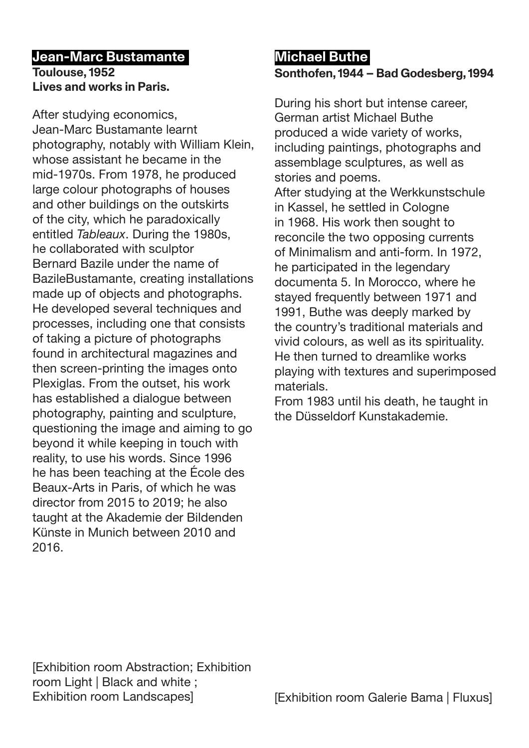## Jean-Marc Bustamante

**Toulouse, 1952**
**Lives and works in Paris.**

After studying economics, Jean-Marc Bustamante learnt photography, notably with William Klein, whose assistant he became in the mid-1970s. From 1978, he produced large colour photographs of houses and other buildings on the outskirts of the city, which he paradoxically entitled *Tableaux*. During the 1980s, he collaborated with sculptor Bernard Bazile under the name of BazileBustamante, creating installations made up of objects and photographs. He developed several techniques and processes, including one that consists of taking a picture of photographs found in architectural magazines and then screen-printing the images onto Plexiglas. From the outset, his work has established a dialogue between photography, painting and sculpture, questioning the image and aiming to go beyond it while keeping in touch with reality, to use his words. Since 1996 he has been teaching at the École des Beaux-Arts in Paris, of which he was director from 2015 to 2019; he also taught at the Akademie der Bildenden Künste in Munich between 2010 and 2016.

[Exhibition room Abstraction; Exhibition room Light | Black and white ; Exhibition room Landscapes]

## Michael Buthe

**Sonthofen, 1944 – Bad Godesberg, 1994**

During his short but intense career, German artist Michael Buthe produced a wide variety of works, including paintings, photographs and assemblage sculptures, as well as stories and poems.
After studying at the Werkkunstschule in Kassel, he settled in Cologne in 1968. His work then sought to reconcile the two opposing currents of Minimalism and anti-form. In 1972, he participated in the legendary documenta 5. In Morocco, where he stayed frequently between 1971 and 1991, Buthe was deeply marked by the country's traditional materials and vivid colours, as well as its spirituality. He then turned to dreamlike works playing with textures and superimposed materials.
From 1983 until his death, he taught in the Düsseldorf Kunstakademie.

[Exhibition room Galerie Bama | Fluxus]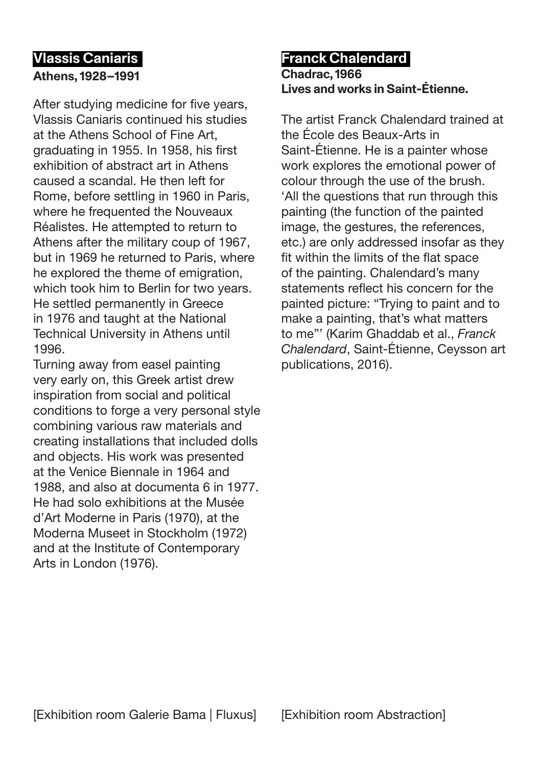## Vlassis Caniaris

**Athens, 1928–1991**

After studying medicine for five years, Vlassis Caniaris continued his studies at the Athens School of Fine Art, graduating in 1955. In 1958, his first exhibition of abstract art in Athens caused a scandal. He then left for Rome, before settling in 1960 in Paris, where he frequented the Nouveaux Réalistes. He attempted to return to Athens after the military coup of 1967, but in 1969 he returned to Paris, where he explored the theme of emigration, which took him to Berlin for two years. He settled permanently in Greece in 1976 and taught at the National Technical University in Athens until 1996.

Turning away from easel painting very early on, this Greek artist drew inspiration from social and political conditions to forge a very personal style combining various raw materials and creating installations that included dolls and objects. His work was presented at the Venice Biennale in 1964 and 1988, and also at documenta 6 in 1977. He had solo exhibitions at the Musée d'Art Moderne in Paris (1970), at the Moderna Museet in Stockholm (1972) and at the Institute of Contemporary Arts in London (1976).

[Exhibition room Galerie Bama | Fluxus]

## Franck Chalendard

**Chadrac, 1966**
**Lives and works in Saint-Étienne.**

The artist Franck Chalendard trained at the École des Beaux-Arts in Saint-Étienne. He is a painter whose work explores the emotional power of colour through the use of the brush. 'All the questions that run through this painting (the function of the painted image, the gestures, the references, etc.) are only addressed insofar as they fit within the limits of the flat space of the painting. Chalendard's many statements reflect his concern for the painted picture: "Trying to paint and to make a painting, that's what matters to me"' (Karim Ghaddab et al., *Franck Chalendard*, Saint-Étienne, Ceysson art publications, 2016).

[Exhibition room Abstraction]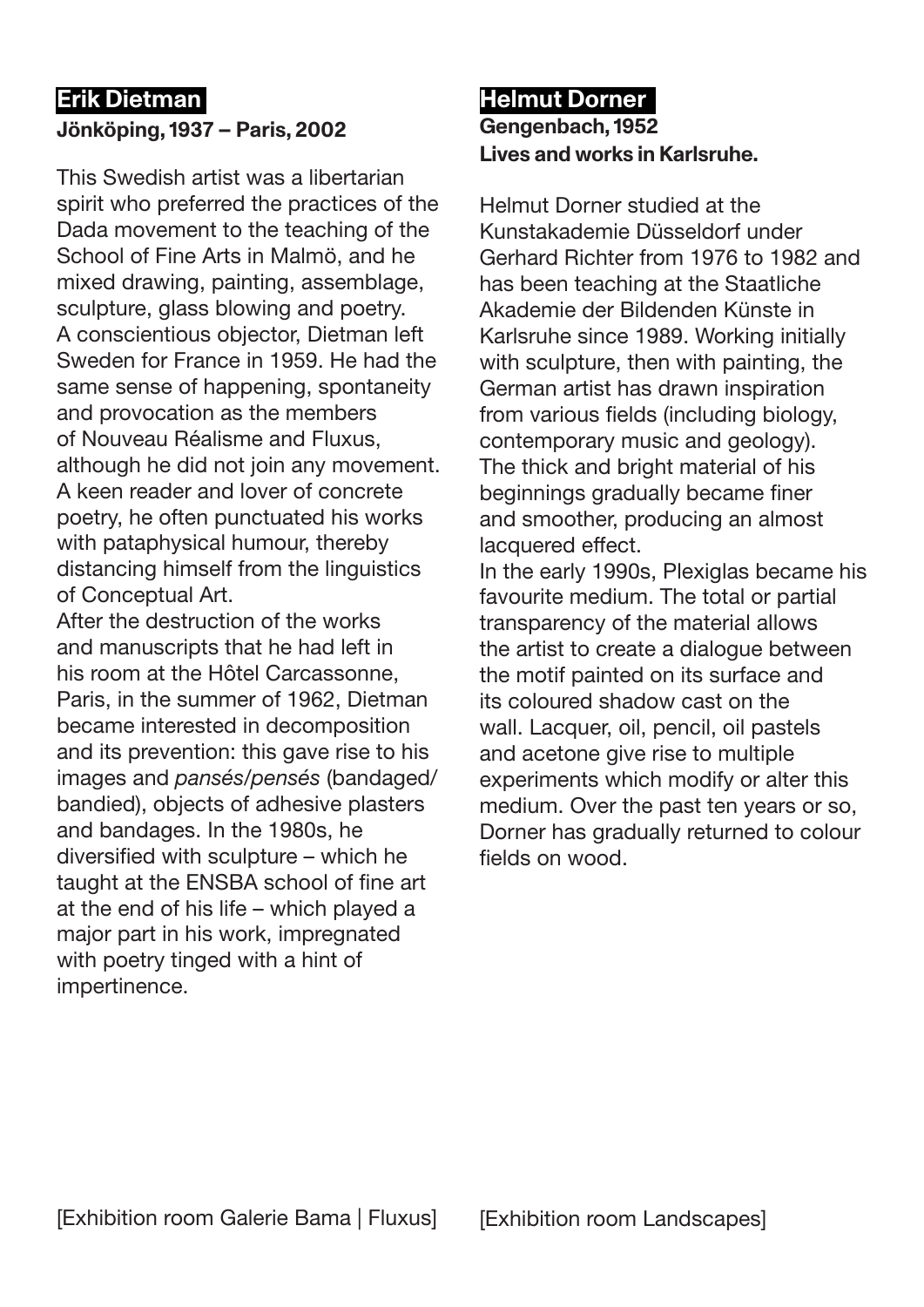## Erik Dietman

**Jönköping, 1937 – Paris, 2002**

This Swedish artist was a libertarian spirit who preferred the practices of the Dada movement to the teaching of the School of Fine Arts in Malmö, and he mixed drawing, painting, assemblage, sculpture, glass blowing and poetry. A conscientious objector, Dietman left Sweden for France in 1959. He had the same sense of happening, spontaneity and provocation as the members of Nouveau Réalisme and Fluxus, although he did not join any movement. A keen reader and lover of concrete poetry, he often punctuated his works with pataphysical humour, thereby distancing himself from the linguistics of Conceptual Art.

After the destruction of the works and manuscripts that he had left in his room at the Hôtel Carcassonne, Paris, in the summer of 1962, Dietman became interested in decomposition and its prevention: this gave rise to his images and *pansés/pensés* (bandaged/bandied), objects of adhesive plasters and bandages. In the 1980s, he diversified with sculpture – which he taught at the ENSBA school of fine art at the end of his life – which played a major part in his work, impregnated with poetry tinged with a hint of impertinence.

[Exhibition room Galerie Bama | Fluxus]

## Helmut Dorner

**Gengenbach, 1952**
**Lives and works in Karlsruhe.**

Helmut Dorner studied at the Kunstakademie Düsseldorf under Gerhard Richter from 1976 to 1982 and has been teaching at the Staatliche Akademie der Bildenden Künste in Karlsruhe since 1989. Working initially with sculpture, then with painting, the German artist has drawn inspiration from various fields (including biology, contemporary music and geology). The thick and bright material of his beginnings gradually became finer and smoother, producing an almost lacquered effect.

In the early 1990s, Plexiglas became his favourite medium. The total or partial transparency of the material allows the artist to create a dialogue between the motif painted on its surface and its coloured shadow cast on the wall. Lacquer, oil, pencil, oil pastels and acetone give rise to multiple experiments which modify or alter this medium. Over the past ten years or so, Dorner has gradually returned to colour fields on wood.

[Exhibition room Landscapes]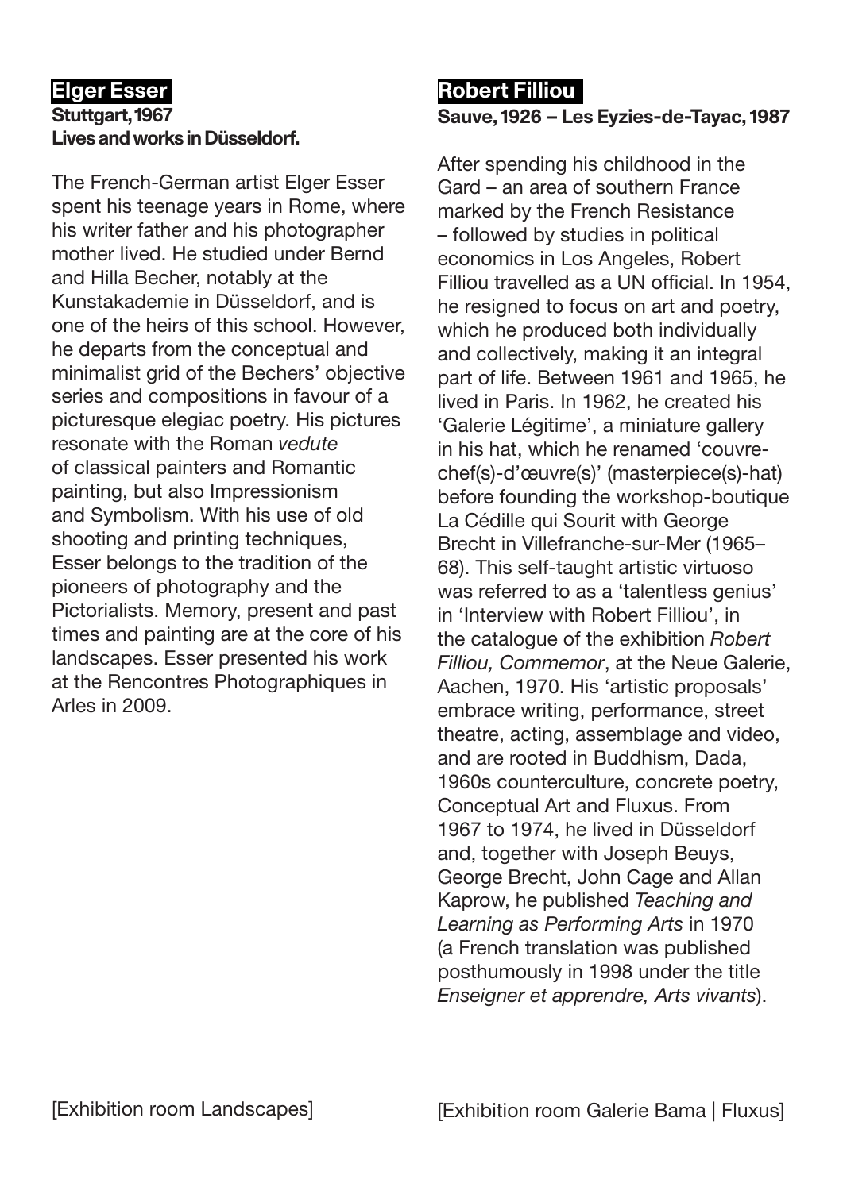## Elger Esser

**Stuttgart, 1967**
**Lives and works in Düsseldorf.**

The French-German artist Elger Esser spent his teenage years in Rome, where his writer father and his photographer mother lived. He studied under Bernd and Hilla Becher, notably at the Kunstakademie in Düsseldorf, and is one of the heirs of this school. However, he departs from the conceptual and minimalist grid of the Bechers' objective series and compositions in favour of a picturesque elegiac poetry. His pictures resonate with the Roman *vedute* of classical painters and Romantic painting, but also Impressionism and Symbolism. With his use of old shooting and printing techniques, Esser belongs to the tradition of the pioneers of photography and the Pictorialists. Memory, present and past times and painting are at the core of his landscapes. Esser presented his work at the Rencontres Photographiques in Arles in 2009.

[Exhibition room Landscapes]

## Robert Filliou

**Sauve, 1926 – Les Eyzies-de-Tayac, 1987**

After spending his childhood in the Gard – an area of southern France marked by the French Resistance – followed by studies in political economics in Los Angeles, Robert Filliou travelled as a UN official. In 1954, he resigned to focus on art and poetry, which he produced both individually and collectively, making it an integral part of life. Between 1961 and 1965, he lived in Paris. In 1962, he created his 'Galerie Légitime', a miniature gallery in his hat, which he renamed 'couvre-chef(s)-d'œuvre(s)' (masterpiece(s)-hat) before founding the workshop-boutique La Cédille qui Sourit with George Brecht in Villefranche-sur-Mer (1965–68). This self-taught artistic virtuoso was referred to as a 'talentless genius' in 'Interview with Robert Filliou', in the catalogue of the exhibition *Robert Filliou, Commemor*, at the Neue Galerie, Aachen, 1970. His 'artistic proposals' embrace writing, performance, street theatre, acting, assemblage and video, and are rooted in Buddhism, Dada, 1960s counterculture, concrete poetry, Conceptual Art and Fluxus. From 1967 to 1974, he lived in Düsseldorf and, together with Joseph Beuys, George Brecht, John Cage and Allan Kaprow, he published *Teaching and Learning as Performing Arts* in 1970 (a French translation was published posthumously in 1998 under the title *Enseigner et apprendre, Arts vivants*).

[Exhibition room Galerie Bama | Fluxus]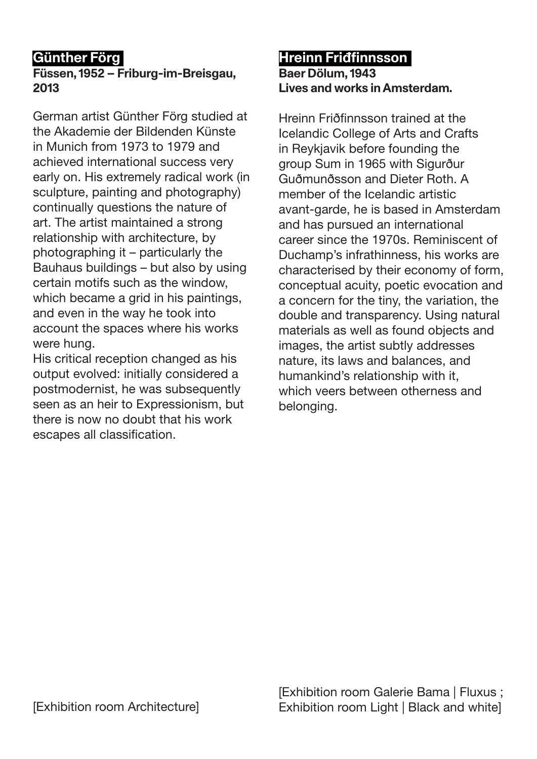## Günther Förg

**Füssen, 1952 – Friburg-im-Breisgau, 2013**

German artist Günther Förg studied at the Akademie der Bildenden Künste in Munich from 1973 to 1979 and achieved international success very early on. His extremely radical work (in sculpture, painting and photography) continually questions the nature of art. The artist maintained a strong relationship with architecture, by photographing it – particularly the Bauhaus buildings – but also by using certain motifs such as the window, which became a grid in his paintings, and even in the way he took into account the spaces where his works were hung.
His critical reception changed as his output evolved: initially considered a postmodernist, he was subsequently seen as an heir to Expressionism, but there is now no doubt that his work escapes all classification.

[Exhibition room Architecture]

## Hreinn Friðfinnsson

**Baer Dölum, 1943**
**Lives and works in Amsterdam.**

Hreinn Friðfinnsson trained at the Icelandic College of Arts and Crafts in Reykjavik before founding the group Sum in 1965 with Sigurður Guðmunðsson and Dieter Roth. A member of the Icelandic artistic avant-garde, he is based in Amsterdam and has pursued an international career since the 1970s. Reminiscent of Duchamp's infrathinness, his works are characterised by their economy of form, conceptual acuity, poetic evocation and a concern for the tiny, the variation, the double and transparency. Using natural materials as well as found objects and images, the artist subtly addresses nature, its laws and balances, and humankind's relationship with it, which veers between otherness and belonging.

[Exhibition room Galerie Bama | Fluxus ; Exhibition room Light | Black and white]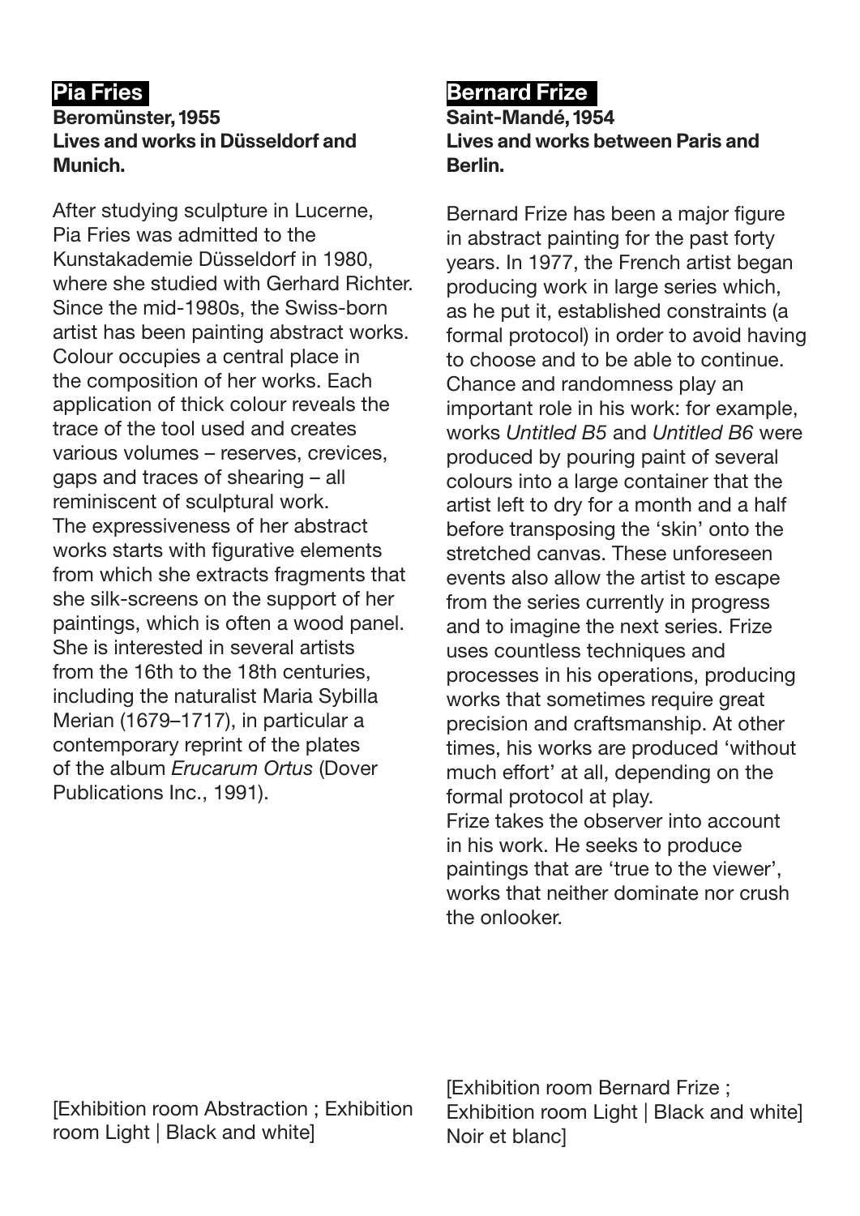## Pia Fries

**Beromünster, 1955**
**Lives and works in Düsseldorf and Munich.**

After studying sculpture in Lucerne, Pia Fries was admitted to the Kunstakademie Düsseldorf in 1980, where she studied with Gerhard Richter. Since the mid-1980s, the Swiss-born artist has been painting abstract works. Colour occupies a central place in the composition of her works. Each application of thick colour reveals the trace of the tool used and creates various volumes – reserves, crevices, gaps and traces of shearing – all reminiscent of sculptural work.
The expressiveness of her abstract works starts with figurative elements from which she extracts fragments that she silk-screens on the support of her paintings, which is often a wood panel. She is interested in several artists from the 16th to the 18th centuries, including the naturalist Maria Sybilla Merian (1679–1717), in particular a contemporary reprint of the plates of the album *Erucarum Ortus* (Dover Publications Inc., 1991).

[Exhibition room Abstraction ; Exhibition room Light | Black and white]

## Bernard Frize

**Saint-Mandé, 1954**
**Lives and works between Paris and Berlin.**

Bernard Frize has been a major figure in abstract painting for the past forty years. In 1977, the French artist began producing work in large series which, as he put it, established constraints (a formal protocol) in order to avoid having to choose and to be able to continue. Chance and randomness play an important role in his work: for example, works *Untitled B5* and *Untitled B6* were produced by pouring paint of several colours into a large container that the artist left to dry for a month and a half before transposing the 'skin' onto the stretched canvas. These unforeseen events also allow the artist to escape from the series currently in progress and to imagine the next series. Frize uses countless techniques and processes in his operations, producing works that sometimes require great precision and craftsmanship. At other times, his works are produced 'without much effort' at all, depending on the formal protocol at play.
Frize takes the observer into account in his work. He seeks to produce paintings that are 'true to the viewer', works that neither dominate nor crush the onlooker.

[Exhibition room Bernard Frize ; Exhibition room Light | Black and white] Noir et blanc]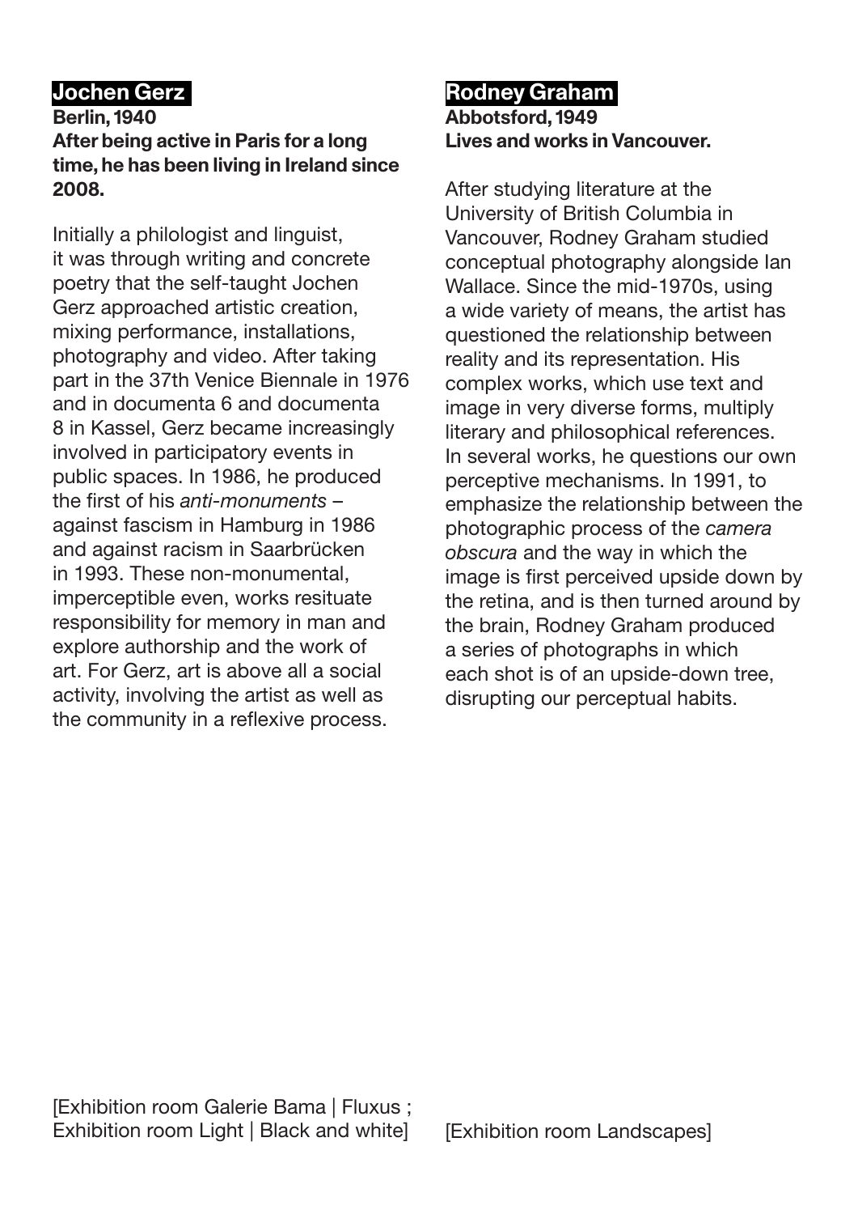## Jochen Gerz

**Berlin, 1940**
**After being active in Paris for a long time, he has been living in Ireland since 2008.**

Initially a philologist and linguist, it was through writing and concrete poetry that the self-taught Jochen Gerz approached artistic creation, mixing performance, installations, photography and video. After taking part in the 37th Venice Biennale in 1976 and in documenta 6 and documenta 8 in Kassel, Gerz became increasingly involved in participatory events in public spaces. In 1986, he produced the first of his *anti-monuments* – against fascism in Hamburg in 1986 and against racism in Saarbrücken in 1993. These non-monumental, imperceptible even, works resituate responsibility for memory in man and explore authorship and the work of art. For Gerz, art is above all a social activity, involving the artist as well as the community in a reflexive process.

[Exhibition room Galerie Bama | Fluxus ; Exhibition room Light | Black and white]

## Rodney Graham

**Abbotsford, 1949**
**Lives and works in Vancouver.**

After studying literature at the University of British Columbia in Vancouver, Rodney Graham studied conceptual photography alongside Ian Wallace. Since the mid-1970s, using a wide variety of means, the artist has questioned the relationship between reality and its representation. His complex works, which use text and image in very diverse forms, multiply literary and philosophical references. In several works, he questions our own perceptive mechanisms. In 1991, to emphasize the relationship between the photographic process of the *camera obscura* and the way in which the image is first perceived upside down by the retina, and is then turned around by the brain, Rodney Graham produced a series of photographs in which each shot is of an upside-down tree, disrupting our perceptual habits.

[Exhibition room Landscapes]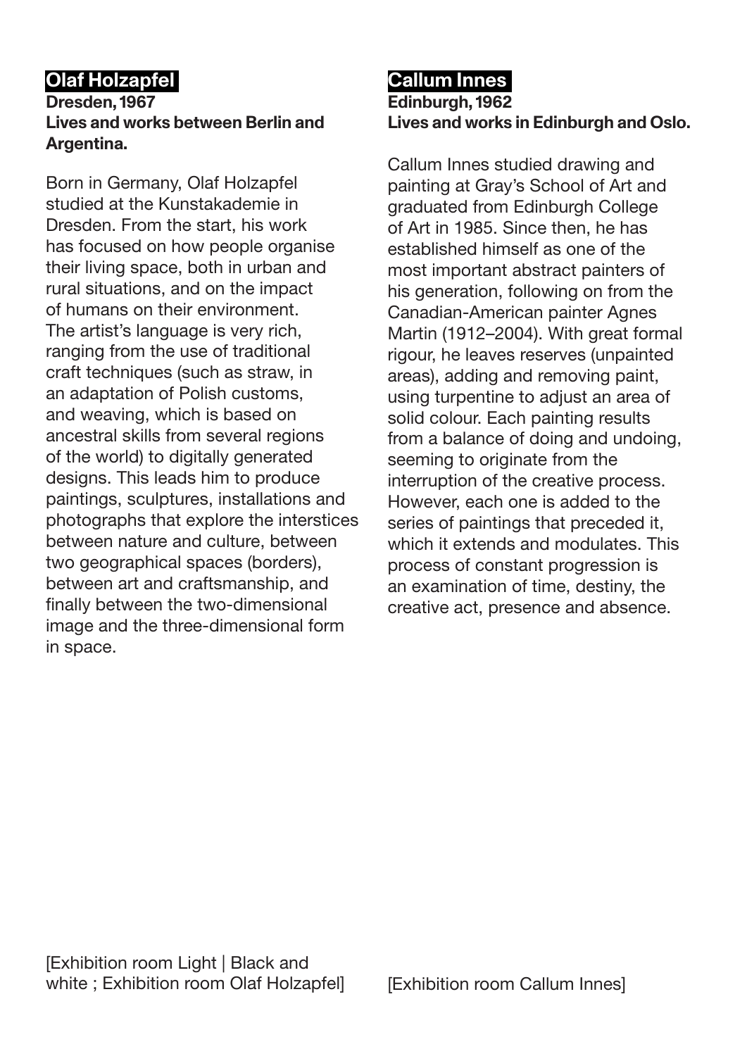## Olaf Holzapfel

**Dresden, 1967**
**Lives and works between Berlin and Argentina.**

Born in Germany, Olaf Holzapfel studied at the Kunstakademie in Dresden. From the start, his work has focused on how people organise their living space, both in urban and rural situations, and on the impact of humans on their environment. The artist's language is very rich, ranging from the use of traditional craft techniques (such as straw, in an adaptation of Polish customs, and weaving, which is based on ancestral skills from several regions of the world) to digitally generated designs. This leads him to produce paintings, sculptures, installations and photographs that explore the interstices between nature and culture, between two geographical spaces (borders), between art and craftsmanship, and finally between the two-dimensional image and the three-dimensional form in space.

[Exhibition room Light | Black and white ; Exhibition room Olaf Holzapfel]

## Callum Innes

**Edinburgh, 1962**
**Lives and works in Edinburgh and Oslo.**

Callum Innes studied drawing and painting at Gray's School of Art and graduated from Edinburgh College of Art in 1985. Since then, he has established himself as one of the most important abstract painters of his generation, following on from the Canadian-American painter Agnes Martin (1912–2004). With great formal rigour, he leaves reserves (unpainted areas), adding and removing paint, using turpentine to adjust an area of solid colour. Each painting results from a balance of doing and undoing, seeming to originate from the interruption of the creative process. However, each one is added to the series of paintings that preceded it, which it extends and modulates. This process of constant progression is an examination of time, destiny, the creative act, presence and absence.

[Exhibition room Callum Innes]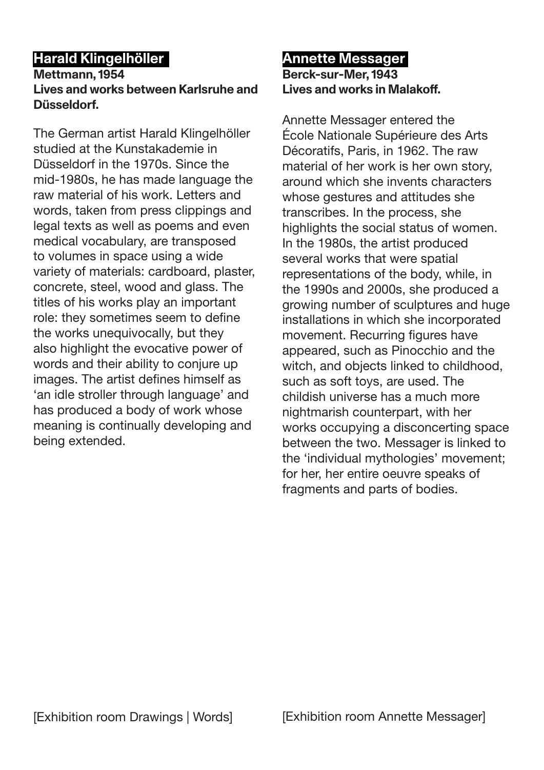## Harald Klingelhöller

**Mettmann, 1954**
**Lives and works between Karlsruhe and Düsseldorf.**

The German artist Harald Klingelhöller studied at the Kunstakademie in Düsseldorf in the 1970s. Since the mid-1980s, he has made language the raw material of his work. Letters and words, taken from press clippings and legal texts as well as poems and even medical vocabulary, are transposed to volumes in space using a wide variety of materials: cardboard, plaster, concrete, steel, wood and glass. The titles of his works play an important role: they sometimes seem to define the works unequivocally, but they also highlight the evocative power of words and their ability to conjure up images. The artist defines himself as 'an idle stroller through language' and has produced a body of work whose meaning is continually developing and being extended.

[Exhibition room Drawings | Words]

## Annette Messager

**Berck-sur-Mer, 1943**
**Lives and works in Malakoff.**

Annette Messager entered the École Nationale Supérieure des Arts Décoratifs, Paris, in 1962. The raw material of her work is her own story, around which she invents characters whose gestures and attitudes she transcribes. In the process, she highlights the social status of women. In the 1980s, the artist produced several works that were spatial representations of the body, while, in the 1990s and 2000s, she produced a growing number of sculptures and huge installations in which she incorporated movement. Recurring figures have appeared, such as Pinocchio and the witch, and objects linked to childhood, such as soft toys, are used. The childish universe has a much more nightmarish counterpart, with her works occupying a disconcerting space between the two. Messager is linked to the 'individual mythologies' movement; for her, her entire oeuvre speaks of fragments and parts of bodies.

[Exhibition room Annette Messager]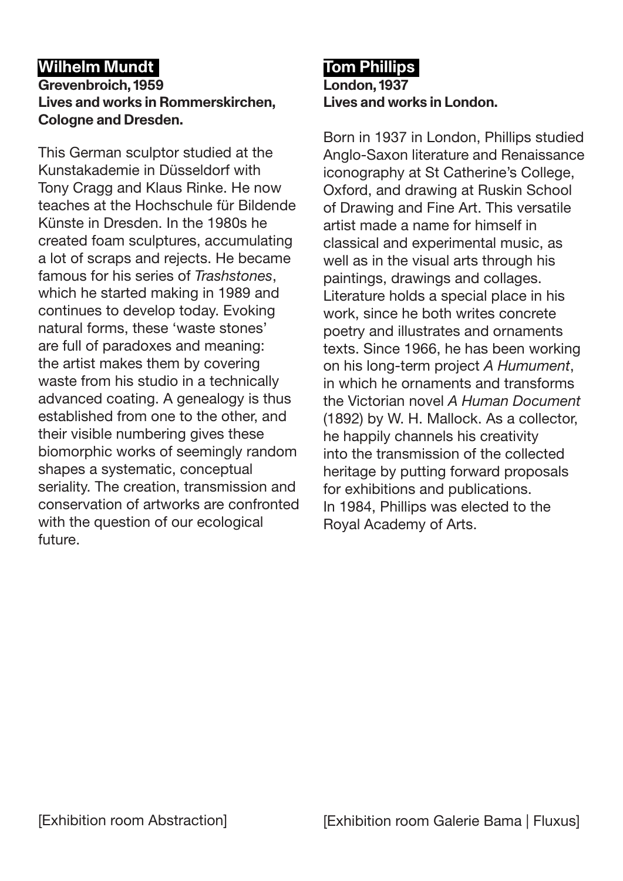## Wilhelm Mundt

**Grevenbroich, 1959**
**Lives and works in Rommerskirchen, Cologne and Dresden.**

This German sculptor studied at the Kunstakademie in Düsseldorf with Tony Cragg and Klaus Rinke. He now teaches at the Hochschule für Bildende Künste in Dresden. In the 1980s he created foam sculptures, accumulating a lot of scraps and rejects. He became famous for his series of *Trashstones*, which he started making in 1989 and continues to develop today. Evoking natural forms, these 'waste stones' are full of paradoxes and meaning: the artist makes them by covering waste from his studio in a technically advanced coating. A genealogy is thus established from one to the other, and their visible numbering gives these biomorphic works of seemingly random shapes a systematic, conceptual seriality. The creation, transmission and conservation of artworks are confronted with the question of our ecological future.

[Exhibition room Abstraction]

## Tom Phillips

**London, 1937**
**Lives and works in London.**

Born in 1937 in London, Phillips studied Anglo-Saxon literature and Renaissance iconography at St Catherine's College, Oxford, and drawing at Ruskin School of Drawing and Fine Art. This versatile artist made a name for himself in classical and experimental music, as well as in the visual arts through his paintings, drawings and collages. Literature holds a special place in his work, since he both writes concrete poetry and illustrates and ornaments texts. Since 1966, he has been working on his long-term project *A Humument*, in which he ornaments and transforms the Victorian novel *A Human Document* (1892) by W. H. Mallock. As a collector, he happily channels his creativity into the transmission of the collected heritage by putting forward proposals for exhibitions and publications.
In 1984, Phillips was elected to the Royal Academy of Arts.

[Exhibition room Galerie Bama | Fluxus]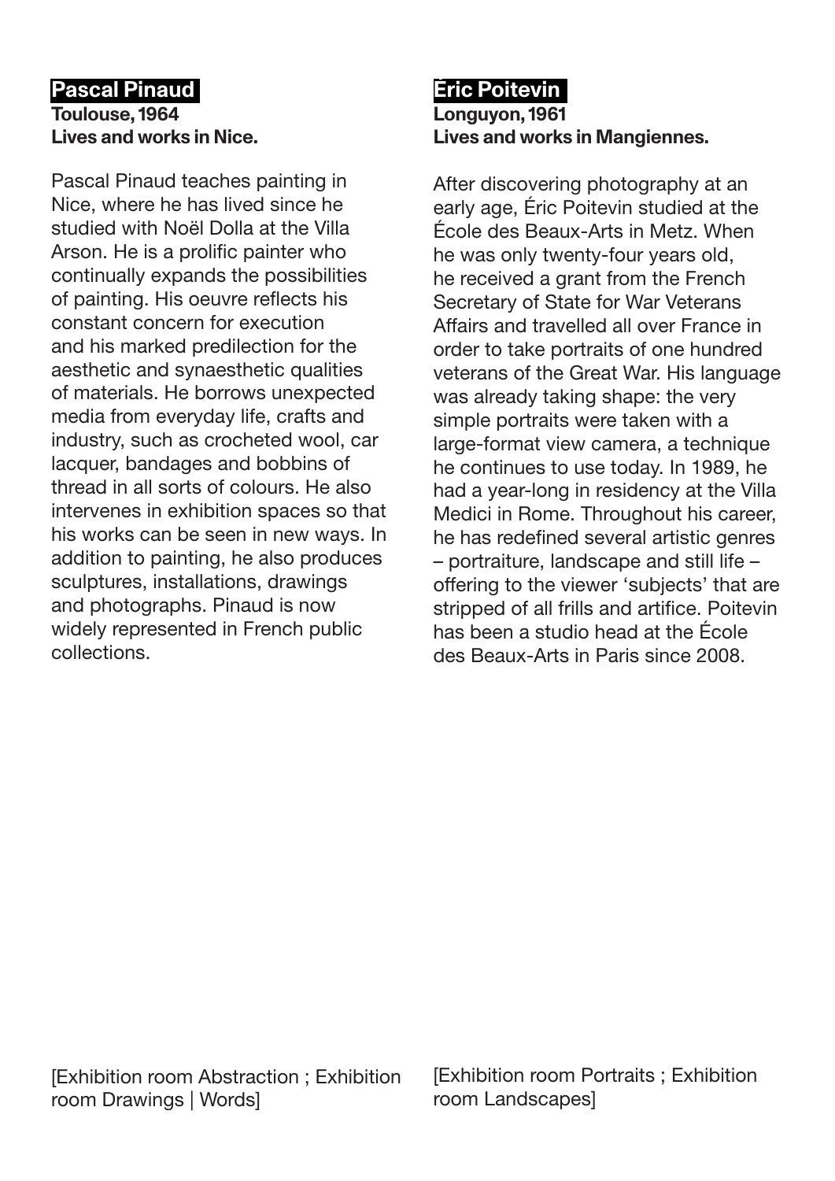## Pascal Pinaud

**Toulouse, 1964**
**Lives and works in Nice.**

Pascal Pinaud teaches painting in Nice, where he has lived since he studied with Noël Dolla at the Villa Arson. He is a prolific painter who continually expands the possibilities of painting. His oeuvre reflects his constant concern for execution and his marked predilection for the aesthetic and synaesthetic qualities of materials. He borrows unexpected media from everyday life, crafts and industry, such as crocheted wool, car lacquer, bandages and bobbins of thread in all sorts of colours. He also intervenes in exhibition spaces so that his works can be seen in new ways. In addition to painting, he also produces sculptures, installations, drawings and photographs. Pinaud is now widely represented in French public collections.

[Exhibition room Abstraction ; Exhibition room Drawings | Words]

## Éric Poitevin

**Longuyon, 1961**
**Lives and works in Mangiennes.**

After discovering photography at an early age, Éric Poitevin studied at the École des Beaux-Arts in Metz. When he was only twenty-four years old, he received a grant from the French Secretary of State for War Veterans Affairs and travelled all over France in order to take portraits of one hundred veterans of the Great War. His language was already taking shape: the very simple portraits were taken with a large-format view camera, a technique he continues to use today. In 1989, he had a year-long in residency at the Villa Medici in Rome. Throughout his career, he has redefined several artistic genres – portraiture, landscape and still life – offering to the viewer 'subjects' that are stripped of all frills and artifice. Poitevin has been a studio head at the École des Beaux-Arts in Paris since 2008.

[Exhibition room Portraits ; Exhibition room Landscapes]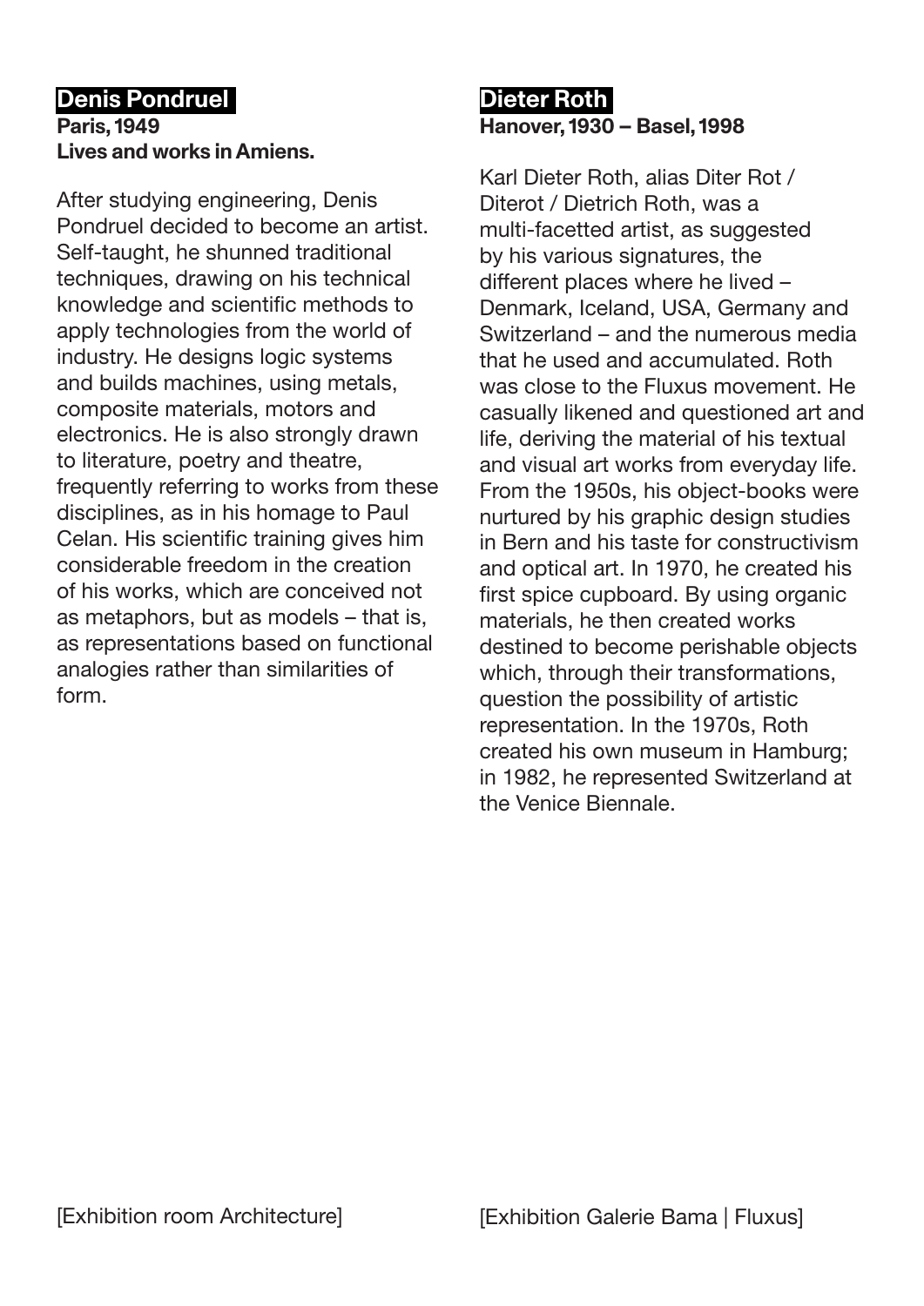## Denis Pondruel

**Paris, 1949**
**Lives and works in Amiens.**

After studying engineering, Denis Pondruel decided to become an artist. Self-taught, he shunned traditional techniques, drawing on his technical knowledge and scientific methods to apply technologies from the world of industry. He designs logic systems and builds machines, using metals, composite materials, motors and electronics. He is also strongly drawn to literature, poetry and theatre, frequently referring to works from these disciplines, as in his homage to Paul Celan. His scientific training gives him considerable freedom in the creation of his works, which are conceived not as metaphors, but as models – that is, as representations based on functional analogies rather than similarities of form.

[Exhibition room Architecture]

## Dieter Roth

**Hanover, 1930 – Basel, 1998**

Karl Dieter Roth, alias Diter Rot / Diterot / Dietrich Roth, was a multi-facetted artist, as suggested by his various signatures, the different places where he lived – Denmark, Iceland, USA, Germany and Switzerland – and the numerous media that he used and accumulated. Roth was close to the Fluxus movement. He casually likened and questioned art and life, deriving the material of his textual and visual art works from everyday life. From the 1950s, his object-books were nurtured by his graphic design studies in Bern and his taste for constructivism and optical art. In 1970, he created his first spice cupboard. By using organic materials, he then created works destined to become perishable objects which, through their transformations, question the possibility of artistic representation. In the 1970s, Roth created his own museum in Hamburg; in 1982, he represented Switzerland at the Venice Biennale.

[Exhibition Galerie Bama | Fluxus]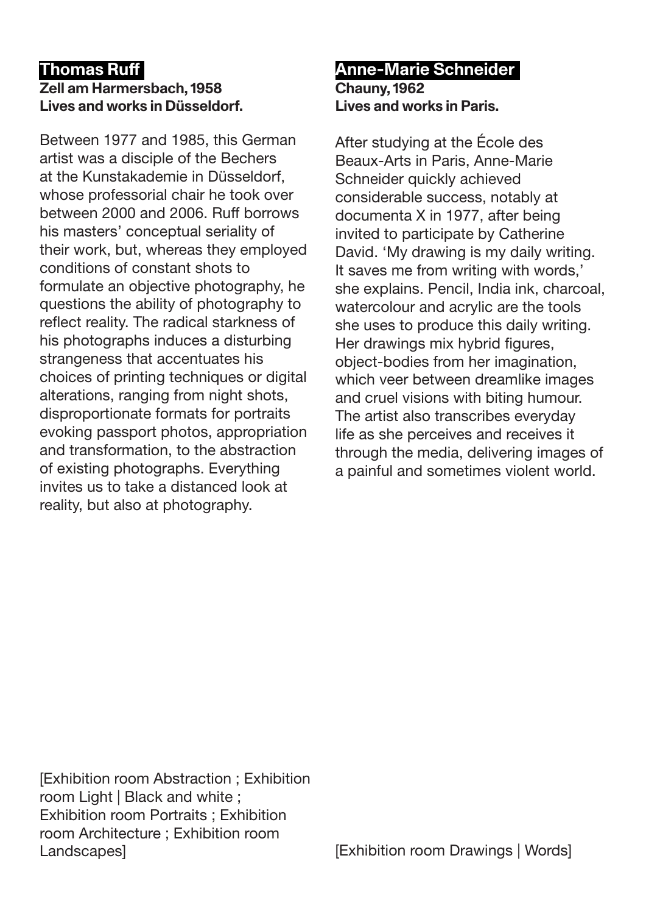## Thomas Ruff

**Zell am Harmersbach, 1958**
**Lives and works in Düsseldorf.**

Between 1977 and 1985, this German artist was a disciple of the Bechers at the Kunstakademie in Düsseldorf, whose professorial chair he took over between 2000 and 2006. Ruff borrows his masters' conceptual seriality of their work, but, whereas they employed conditions of constant shots to formulate an objective photography, he questions the ability of photography to reflect reality. The radical starkness of his photographs induces a disturbing strangeness that accentuates his choices of printing techniques or digital alterations, ranging from night shots, disproportionate formats for portraits evoking passport photos, appropriation and transformation, to the abstraction of existing photographs. Everything invites us to take a distanced look at reality, but also at photography.

[Exhibition room Abstraction ; Exhibition room Light | Black and white ; Exhibition room Portraits ; Exhibition room Architecture ; Exhibition room Landscapes]

## Anne-Marie Schneider

**Chauny, 1962**
**Lives and works in Paris.**

After studying at the École des Beaux-Arts in Paris, Anne-Marie Schneider quickly achieved considerable success, notably at documenta X in 1977, after being invited to participate by Catherine David. 'My drawing is my daily writing. It saves me from writing with words,' she explains. Pencil, India ink, charcoal, watercolour and acrylic are the tools she uses to produce this daily writing. Her drawings mix hybrid figures, object-bodies from her imagination, which veer between dreamlike images and cruel visions with biting humour. The artist also transcribes everyday life as she perceives and receives it through the media, delivering images of a painful and sometimes violent world.

[Exhibition room Drawings | Words]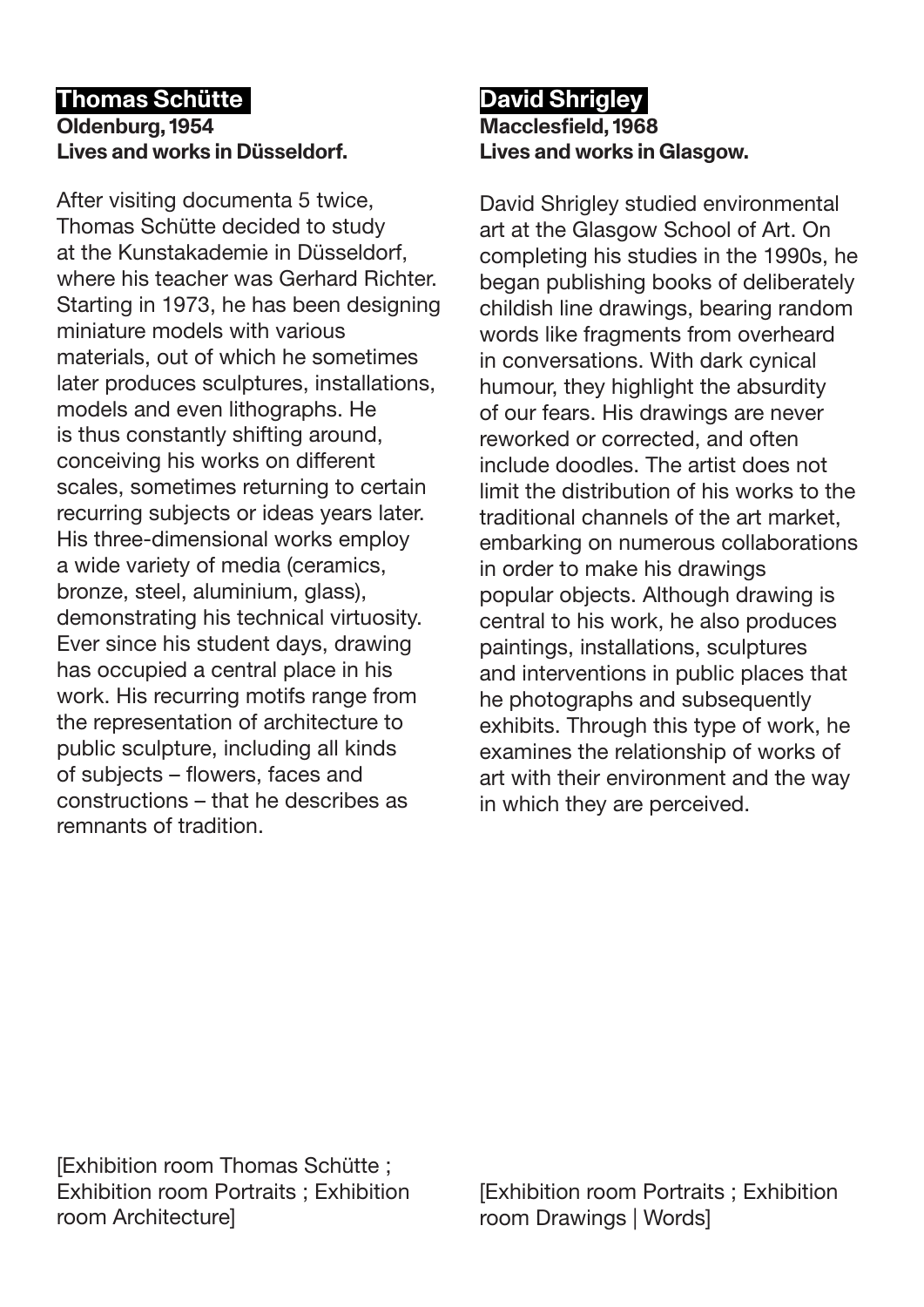## Thomas Schütte

**Oldenburg, 1954**
**Lives and works in Düsseldorf.**

After visiting documenta 5 twice, Thomas Schütte decided to study at the Kunstakademie in Düsseldorf, where his teacher was Gerhard Richter. Starting in 1973, he has been designing miniature models with various materials, out of which he sometimes later produces sculptures, installations, models and even lithographs. He is thus constantly shifting around, conceiving his works on different scales, sometimes returning to certain recurring subjects or ideas years later. His three-dimensional works employ a wide variety of media (ceramics, bronze, steel, aluminium, glass), demonstrating his technical virtuosity. Ever since his student days, drawing has occupied a central place in his work. His recurring motifs range from the representation of architecture to public sculpture, including all kinds of subjects – flowers, faces and constructions – that he describes as remnants of tradition.

[Exhibition room Thomas Schütte ; Exhibition room Portraits ; Exhibition room Architecture]

## David Shrigley

**Macclesfield, 1968**
**Lives and works in Glasgow.**

David Shrigley studied environmental art at the Glasgow School of Art. On completing his studies in the 1990s, he began publishing books of deliberately childish line drawings, bearing random words like fragments from overheard in conversations. With dark cynical humour, they highlight the absurdity of our fears. His drawings are never reworked or corrected, and often include doodles. The artist does not limit the distribution of his works to the traditional channels of the art market, embarking on numerous collaborations in order to make his drawings popular objects. Although drawing is central to his work, he also produces paintings, installations, sculptures and interventions in public places that he photographs and subsequently exhibits. Through this type of work, he examines the relationship of works of art with their environment and the way in which they are perceived.

[Exhibition room Portraits ; Exhibition room Drawings | Words]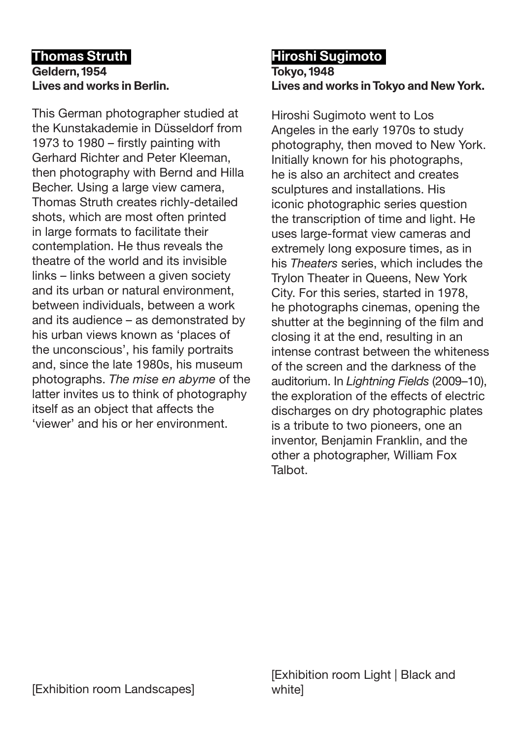## Thomas Struth

**Geldern, 1954**
**Lives and works in Berlin.**

This German photographer studied at the Kunstakademie in Düsseldorf from 1973 to 1980 – firstly painting with Gerhard Richter and Peter Kleeman, then photography with Bernd and Hilla Becher. Using a large view camera, Thomas Struth creates richly-detailed shots, which are most often printed in large formats to facilitate their contemplation. He thus reveals the theatre of the world and its invisible links – links between a given society and its urban or natural environment, between individuals, between a work and its audience – as demonstrated by his urban views known as 'places of the unconscious', his family portraits and, since the late 1980s, his museum photographs. *The mise en abyme* of the latter invites us to think of photography itself as an object that affects the 'viewer' and his or her environment.

[Exhibition room Landscapes]

## Hiroshi Sugimoto

**Tokyo, 1948**
**Lives and works in Tokyo and New York.**

Hiroshi Sugimoto went to Los Angeles in the early 1970s to study photography, then moved to New York. Initially known for his photographs, he is also an architect and creates sculptures and installations. His iconic photographic series question the transcription of time and light. He uses large-format view cameras and extremely long exposure times, as in his *Theaters* series, which includes the Trylon Theater in Queens, New York City. For this series, started in 1978, he photographs cinemas, opening the shutter at the beginning of the film and closing it at the end, resulting in an intense contrast between the whiteness of the screen and the darkness of the auditorium. In *Lightning Fields* (2009–10), the exploration of the effects of electric discharges on dry photographic plates is a tribute to two pioneers, one an inventor, Benjamin Franklin, and the other a photographer, William Fox Talbot.

[Exhibition room Light | Black and white]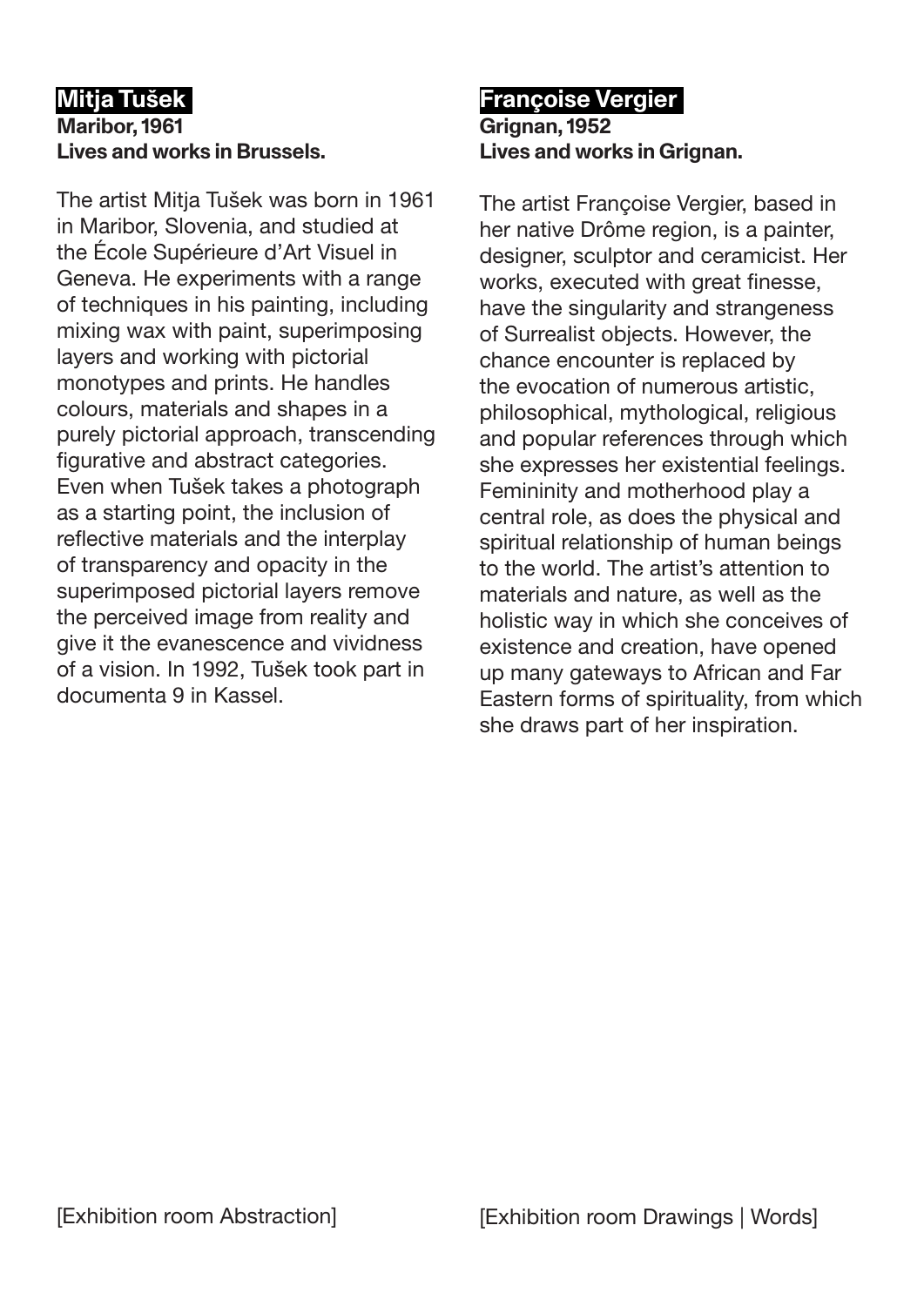## Mitja Tušek

**Maribor, 1961**
**Lives and works in Brussels.**

The artist Mitja Tušek was born in 1961 in Maribor, Slovenia, and studied at the École Supérieure d'Art Visuel in Geneva. He experiments with a range of techniques in his painting, including mixing wax with paint, superimposing layers and working with pictorial monotypes and prints. He handles colours, materials and shapes in a purely pictorial approach, transcending figurative and abstract categories. Even when Tušek takes a photograph as a starting point, the inclusion of reflective materials and the interplay of transparency and opacity in the superimposed pictorial layers remove the perceived image from reality and give it the evanescence and vividness of a vision. In 1992, Tušek took part in documenta 9 in Kassel.

[Exhibition room Abstraction]

## Françoise Vergier

**Grignan, 1952**
**Lives and works in Grignan.**

The artist Françoise Vergier, based in her native Drôme region, is a painter, designer, sculptor and ceramicist. Her works, executed with great finesse, have the singularity and strangeness of Surrealist objects. However, the chance encounter is replaced by the evocation of numerous artistic, philosophical, mythological, religious and popular references through which she expresses her existential feelings. Femininity and motherhood play a central role, as does the physical and spiritual relationship of human beings to the world. The artist's attention to materials and nature, as well as the holistic way in which she conceives of existence and creation, have opened up many gateways to African and Far Eastern forms of spirituality, from which she draws part of her inspiration.

[Exhibition room Drawings | Words]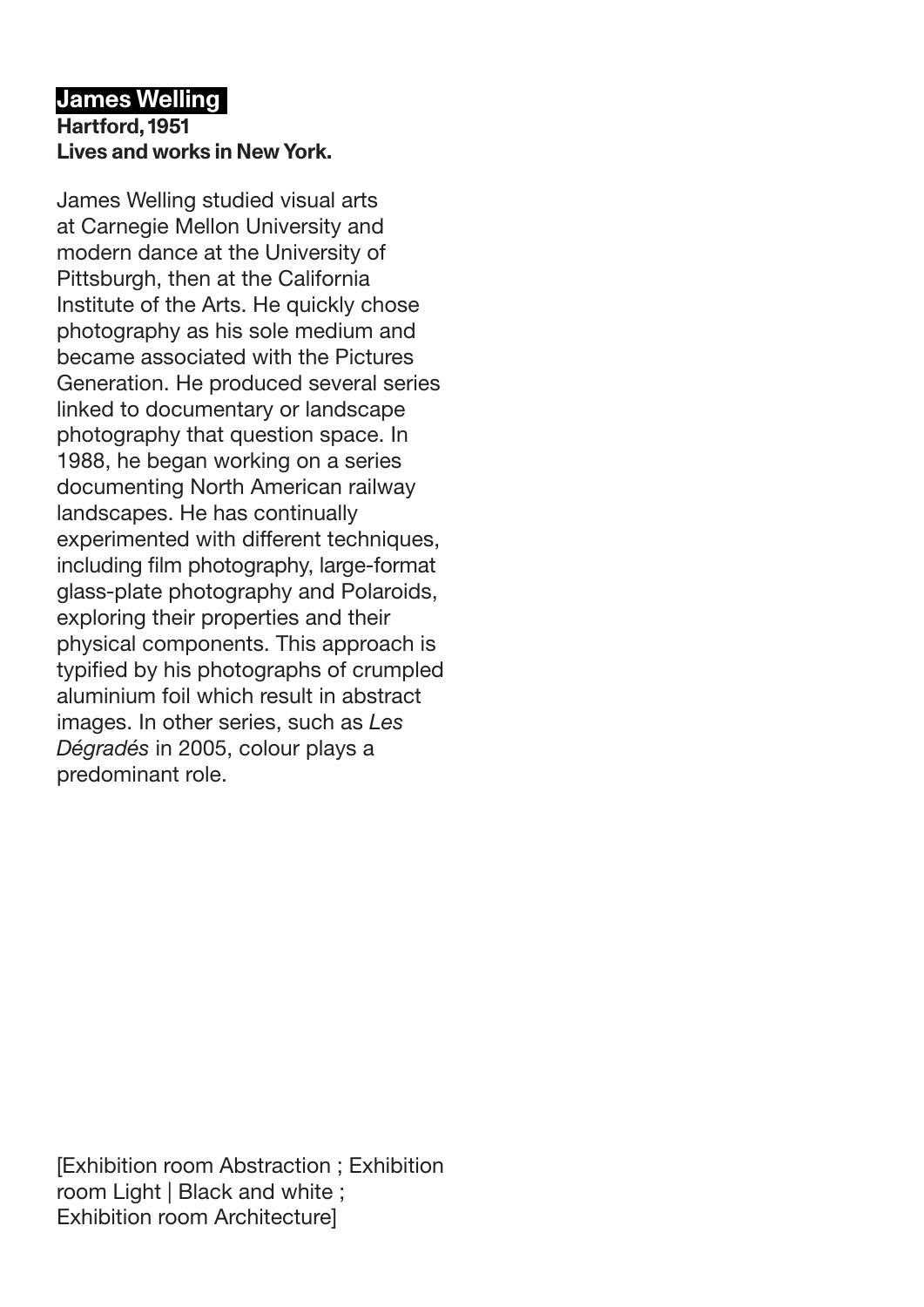**James Welling**
**Hartford, 1951**
**Lives and works in New York.**

James Welling studied visual arts at Carnegie Mellon University and modern dance at the University of Pittsburgh, then at the California Institute of the Arts. He quickly chose photography as his sole medium and became associated with the Pictures Generation. He produced several series linked to documentary or landscape photography that question space. In 1988, he began working on a series documenting North American railway landscapes. He has continually experimented with different techniques, including film photography, large-format glass-plate photography and Polaroids, exploring their properties and their physical components. This approach is typified by his photographs of crumpled aluminium foil which result in abstract images. In other series, such as *Les Dégradés* in 2005, colour plays a predominant role.

[Exhibition room Abstraction ; Exhibition room Light | Black and white ; Exhibition room Architecture]